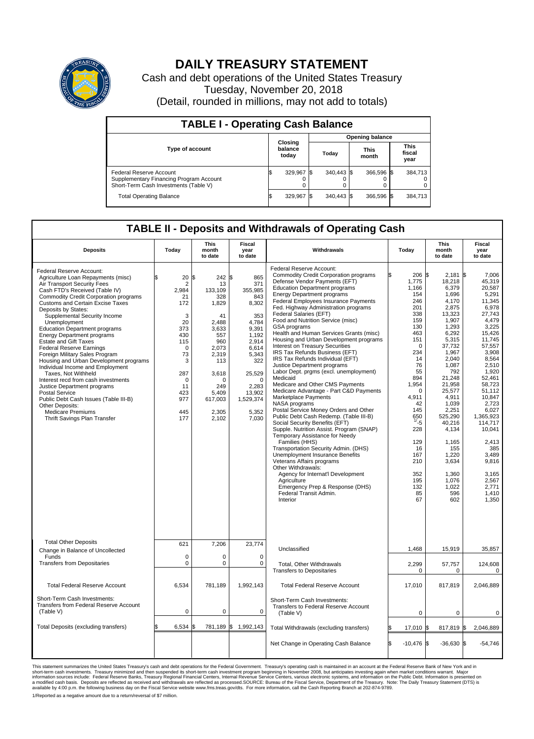# DAILY TREASURY STATEMENT

Cash and debt operations of the United States Treasury
Tuesday, November 20, 2018
(Detail, rounded in millions, may not add to totals)

## TABLE I - Operating Cash Balance

| Type of account | Closing balance today | Opening balance Today | Opening balance This month | Opening balance This fiscal year |
|---|---|---|---|---|
| Federal Reserve Account | $ 329,967 | $ 340,443 | $ 366,596 | $ 384,713 |
| Supplementary Financing Program Account | 0 | 0 | 0 | 0 |
| Short-Term Cash Investments (Table V) | 0 | 0 | 0 | 0 |
| Total Operating Balance | $ 329,967 | $ 340,443 | $ 366,596 | $ 384,713 |

## TABLE II - Deposits and Withdrawals of Operating Cash

| Deposits | Today | This month to date | Fiscal year to date |
|---|---|---|---|
| Federal Reserve Account: | | | |
| Agriculture Loan Repayments (misc) | $ 20 | $ 242 | $ 865 |
| Air Transport Security Fees | 2 | 13 | 371 |
| Cash FTD's Received (Table IV) | 2,984 | 133,109 | 355,985 |
| Commodity Credit Corporation programs | 21 | 328 | 843 |
| Customs and Certain Excise Taxes | 172 | 1,829 | 8,302 |
| Deposits by States: | | | |
| Supplemental Security Income | 3 | 41 | 353 |
| Unemployment | 20 | 2,488 | 4,784 |
| Education Department programs | 373 | 3,633 | 9,391 |
| Energy Department programs | 430 | 557 | 1,192 |
| Estate and Gift Taxes | 115 | 960 | 2,914 |
| Federal Reserve Earnings | 0 | 2,073 | 6,614 |
| Foreign Military Sales Program | 73 | 2,319 | 5,343 |
| Housing and Urban Development programs | 3 | 113 | 322 |
| Individual Income and Employment Taxes, Not Withheld | 287 | 3,618 | 25,529 |
| Interest recd from cash investments | 0 | 0 | 0 |
| Justice Department programs | 11 | 249 | 2,283 |
| Postal Service | 423 | 5,409 | 13,902 |
| Public Debt Cash Issues (Table III-B) | 977 | 617,003 | 1,529,374 |
| Other Deposits: | | | |
| Medicare Premiums | 445 | 2,305 | 5,352 |
| Thrift Savings Plan Transfer | 177 | 2,102 | 7,030 |
| Total Other Deposits | 621 | 7,206 | 23,774 |
| Change in Balance of Uncollected Funds | 0 | 0 | 0 |
| Transfers from Depositaries | 0 | 0 | 0 |
| Total Federal Reserve Account | 6,534 | 781,189 | 1,992,143 |
| Short-Term Cash Investments: Transfers from Federal Reserve Account (Table V) | 0 | 0 | 0 |
| Total Deposits (excluding transfers) | $ 6,534 | $ 781,189 | $ 1,992,143 |

| Withdrawals | Today | This month to date | Fiscal year to date |
|---|---|---|---|
| Federal Reserve Account: | | | |
| Commodity Credit Corporation programs | $ 206 | $ 2,181 | $ 7,006 |
| Defense Vendor Payments (EFT) | 1,775 | 18,218 | 45,319 |
| Education Department programs | 1,166 | 6,379 | 20,587 |
| Energy Department programs | 154 | 1,696 | 5,291 |
| Federal Employees Insurance Payments | 246 | 4,170 | 11,345 |
| Fed. Highway Administration programs | 201 | 2,875 | 6,978 |
| Federal Salaries (EFT) | 338 | 13,323 | 27,743 |
| Food and Nutrition Service (misc) | 159 | 1,907 | 4,479 |
| GSA programs | 130 | 1,293 | 3,225 |
| Health and Human Services Grants (misc) | 463 | 6,292 | 15,426 |
| Housing and Urban Development programs | 151 | 5,315 | 11,745 |
| Interest on Treasury Securities | 0 | 37,732 | 57,557 |
| IRS Tax Refunds Business (EFT) | 234 | 1,967 | 3,908 |
| IRS Tax Refunds Individual (EFT) | 14 | 2,040 | 8,564 |
| Justice Department programs | 76 | 1,087 | 2,510 |
| Labor Dept. prgms (excl. unemployment) | 55 | 792 | 1,920 |
| Medicaid | 894 | 21,248 | 52,461 |
| Medicare and Other CMS Payments | 1,954 | 21,958 | 58,723 |
| Medicare Advantage - Part C&D Payments | 0 | 25,577 | 51,112 |
| Marketplace Payments | 4,911 | 4,911 | 10,847 |
| NASA programs | 42 | 1,039 | 2,723 |
| Postal Service Money Orders and Other | 145 | 2,251 | 6,027 |
| Public Debt Cash Redemp. (Table III-B) | 650 | 525,290 | 1,365,923 |
| Social Security Benefits (EFT) | 1/ -5 | 40,216 | 114,717 |
| Supple. Nutrition Assist. Program (SNAP) | 228 | 4,134 | 10,041 |
| Temporary Assistance for Needy Families (HHS) | 129 | 1,165 | 2,413 |
| Transportation Security Admin. (DHS) | 16 | 155 | 385 |
| Unemployment Insurance Benefits | 167 | 1,220 | 3,489 |
| Veterans Affairs programs | 210 | 3,634 | 9,816 |
| Other Withdrawals: | | | |
| Agency for Internat'l Development | 352 | 1,360 | 3,165 |
| Agriculture | 195 | 1,076 | 2,567 |
| Emergency Prep & Response (DHS) | 132 | 1,022 | 2,771 |
| Federal Transit Admin. | 85 | 596 | 1,410 |
| Interior | 67 | 602 | 1,350 |
| Unclassified | 1,468 | 15,919 | 35,857 |
| Total, Other Withdrawals | 2,299 | 57,757 | 124,608 |
| Transfers to Depositaries | 0 | 0 | 0 |
| Total Federal Reserve Account | 17,010 | 817,819 | 2,046,889 |
| Short-Term Cash Investments: Transfers to Federal Reserve Account (Table V) | 0 | 0 | 0 |
| Total Withdrawals (excluding transfers) | $ 17,010 | $ 817,819 | $ 2,046,889 |
| Net Change in Operating Cash Balance | $ -10,476 | $ -36,630 | $ -54,746 |

This statement summarizes the United States Treasury's cash and debt operations for the Federal Government. Treasury's operating cash is maintained in an account at the Federal Reserve Bank of New York and in short-term cash investments. Treasury minimized and then suspended its short-term cash investment program beginning in November 2008, but anticipates investing again when market conditions warrant. Major information sources include: Federal Reserve Banks, Treasury Regional Financial Centers, Internal Revenue Service Centers, various electronic systems, and information on the Public Debt. Information is presented on a modified cash basis. Deposits are reflected as received and withdrawals are reflected as processed.SOURCE: Bureau of the Fiscal Service, Department of the Treasury. Note: The Daily Treasury Statement (DTS) is available by 4:00 p.m. the following business day on the Fiscal Service website www.fms.treas.gov/dts. For more information, call the Cash Reporting Branch at 202-874-9789.

1/Reported as a negative amount due to a return/reversal of $7 million.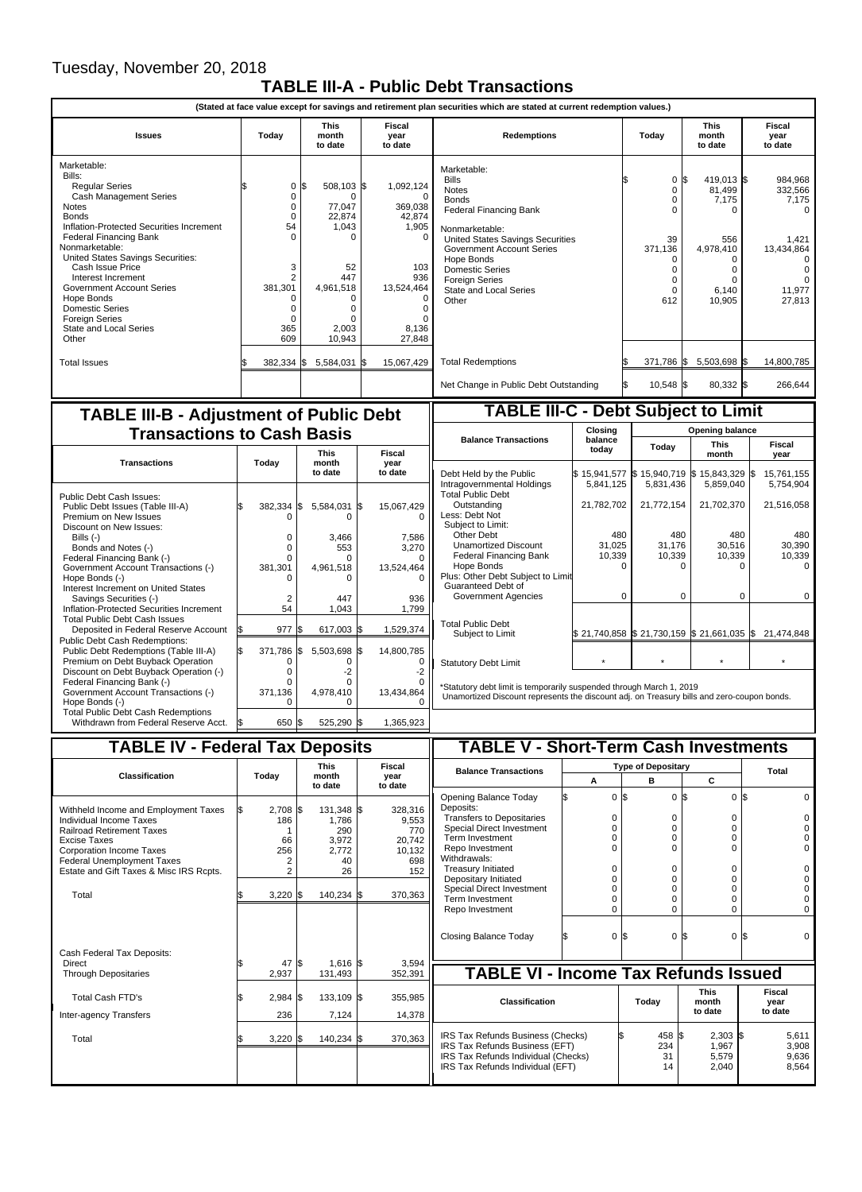Tuesday, November 20, 2018

# TABLE III-A - Public Debt Transactions

(Stated at face value except for savings and retirement plan securities which are stated at current redemption values.)

| Issues | Today | This month to date | Fiscal year to date | Redemptions | Today | This month to date | Fiscal year to date |
|---|---|---|---|---|---|---|---|
| Marketable: | | | | Marketable: | | | |
| Bills: | | | | Bills | $ 0 | $ 419,013 | $ 984,968 |
| Regular Series | $ 0 | $ 508,103 | $ 1,092,124 | Notes | 0 | 81,499 | 332,566 |
| Cash Management Series | 0 | 0 | 0 | Bonds | 0 | 7,175 | 7,175 |
| Notes | 0 | 77,047 | 369,038 | Federal Financing Bank | 0 | 0 | 0 |
| Bonds | 0 | 22,874 | 42,874 | | | | |
| Inflation-Protected Securities Increment | 54 | 1,043 | 1,905 | Nonmarketable: | | | |
| Federal Financing Bank | 0 | 0 | 0 | United States Savings Securities | 39 | 556 | 1,421 |
| Nonmarketable: | | | | Government Account Series | 371,136 | 4,978,410 | 13,434,864 |
| United States Savings Securities: | | | | Hope Bonds | 0 | 0 | 0 |
| Cash Issue Price | 3 | 52 | 103 | Domestic Series | 0 | 0 | 0 |
| Interest Increment | 2 | 447 | 936 | Foreign Series | 0 | 0 | 0 |
| Government Account Series | 381,301 | 4,961,518 | 13,524,464 | State and Local Series | 0 | 6,140 | 11,977 |
| Hope Bonds | 0 | 0 | 0 | Other | 612 | 10,905 | 27,813 |
| Domestic Series | 0 | 0 | 0 | | | | |
| Foreign Series | 0 | 0 | 0 | | | | |
| State and Local Series | 365 | 2,003 | 8,136 | | | | |
| Other | 609 | 10,943 | 27,848 | | | | |
| Total Issues | $ 382,334 | $ 5,584,031 | $ 15,067,429 | Total Redemptions | $ 371,786 | $ 5,503,698 | $ 14,800,785 |
| | | | | Net Change in Public Debt Outstanding | $ 10,548 | $ 80,332 | $ 266,644 |

# TABLE III-B - Adjustment of Public Debt Transactions to Cash Basis

| Transactions | Today | This month to date | Fiscal year to date |
|---|---|---|---|
| Public Debt Cash Issues: | | | |
| Public Debt Issues (Table III-A) | $ 382,334 | $ 5,584,031 | $ 15,067,429 |
| Premium on New Issues | 0 | 0 | 0 |
| Discount on New Issues: | | | |
| Bills (-) | 0 | 3,466 | 7,586 |
| Bonds and Notes (-) | 0 | 553 | 3,270 |
| Federal Financing Bank (-) | 0 | 0 | 0 |
| Government Account Transactions (-) | 381,301 | 4,961,518 | 13,524,464 |
| Hope Bonds (-) | 0 | 0 | 0 |
| Interest Increment on United States Savings Securities (-) | 2 | 447 | 936 |
| Inflation-Protected Securities Increment | 54 | 1,043 | 1,799 |
| Total Public Debt Cash Issues Deposited in Federal Reserve Account | $ 977 | $ 617,003 | $ 1,529,374 |
| Public Debt Cash Redemptions: | | | |
| Public Debt Redemptions (Table III-A) | $ 371,786 | $ 5,503,698 | $ 14,800,785 |
| Premium on Debt Buyback Operation | 0 | 0 | 0 |
| Discount on Debt Buyback Operation (-) | 0 | -2 | -2 |
| Federal Financing Bank (-) | 0 | 0 | 0 |
| Government Account Transactions (-) | 371,136 | 4,978,410 | 13,434,864 |
| Hope Bonds (-) | 0 | 0 | 0 |
| Total Public Debt Cash Redemptions Withdrawn from Federal Reserve Acct. | $ 650 | $ 525,290 | $ 1,365,923 |

# TABLE III-C - Debt Subject to Limit

| Balance Transactions | Closing balance today | Opening balance Today | Opening balance This month | Opening balance Fiscal year |
|---|---|---|---|---|
| Debt Held by the Public | $ 15,941,577 | $ 15,940,719 | $ 15,843,329 | $ 15,761,155 |
| Intragovernmental Holdings | 5,841,125 | 5,831,436 | 5,859,040 | 5,754,904 |
| Total Public Debt Outstanding | 21,782,702 | 21,772,154 | 21,702,370 | 21,516,058 |
| Less: Debt Not Subject to Limit: | | | | |
| Other Debt | 480 | 480 | 480 | 480 |
| Unamortized Discount | 31,025 | 31,176 | 30,516 | 30,390 |
| Federal Financing Bank | 10,339 | 10,339 | 10,339 | 10,339 |
| Hope Bonds | 0 | 0 | 0 | 0 |
| Plus: Other Debt Subject to Limit | | | | |
| Guaranteed Debt of Government Agencies | 0 | 0 | 0 | 0 |
| Total Public Debt Subject to Limit | $ 21,740,858 | $ 21,730,159 | $ 21,661,035 | $ 21,474,848 |
| Statutory Debt Limit | * | * | * | * |

*Statutory debt limit is temporarily suspended through March 1, 2019
Unamortized Discount represents the discount adj. on Treasury bills and zero-coupon bonds.

# TABLE IV - Federal Tax Deposits

| Classification | Today | This month to date | Fiscal year to date |
|---|---|---|---|
| Withheld Income and Employment Taxes | $ 2,708 | $ 131,348 | $ 328,316 |
| Individual Income Taxes | 186 | 1,786 | 9,553 |
| Railroad Retirement Taxes | 1 | 290 | 770 |
| Excise Taxes | 66 | 3,972 | 20,742 |
| Corporation Income Taxes | 256 | 2,772 | 10,132 |
| Federal Unemployment Taxes | 2 | 40 | 698 |
| Estate and Gift Taxes & Misc IRS Rcpts. | 2 | 26 | 152 |
| Total | $ 3,220 | $ 140,234 | $ 370,363 |
| Cash Federal Tax Deposits: | | | |
| Direct | $ 47 | $ 1,616 | $ 3,594 |
| Through Depositaries | 2,937 | 131,493 | 352,391 |
| Total Cash FTD's | $ 2,984 | $ 133,109 | $ 355,985 |
| Inter-agency Transfers | 236 | 7,124 | 14,378 |
| Total | $ 3,220 | $ 140,234 | $ 370,363 |

# TABLE V - Short-Term Cash Investments

| Balance Transactions | Type of Depositary A | Type of Depositary B | Type of Depositary C | Total |
|---|---|---|---|---|
| Opening Balance Today | $ 0 | $ 0 | $ 0 | $ 0 |
| Deposits: | | | | |
| Transfers to Depositaries | 0 | 0 | 0 | 0 |
| Special Direct Investment | 0 | 0 | 0 | 0 |
| Term Investment | 0 | 0 | 0 | 0 |
| Repo Investment | 0 | 0 | 0 | 0 |
| Withdrawals: | | | | |
| Treasury Initiated | 0 | 0 | 0 | 0 |
| Depositary Initiated | 0 | 0 | 0 | 0 |
| Special Direct Investment | 0 | 0 | 0 | 0 |
| Term Investment | 0 | 0 | 0 | 0 |
| Repo Investment | 0 | 0 | 0 | 0 |
| Closing Balance Today | $ 0 | $ 0 | $ 0 | $ 0 |

# TABLE VI - Income Tax Refunds Issued

| Classification | Today | This month to date | Fiscal year to date |
|---|---|---|---|
| IRS Tax Refunds Business (Checks) | $ 458 | $ 2,303 | $ 5,611 |
| IRS Tax Refunds Business (EFT) | 234 | 1,967 | 3,908 |
| IRS Tax Refunds Individual (Checks) | 31 | 5,579 | 9,636 |
| IRS Tax Refunds Individual (EFT) | 14 | 2,040 | 8,564 |